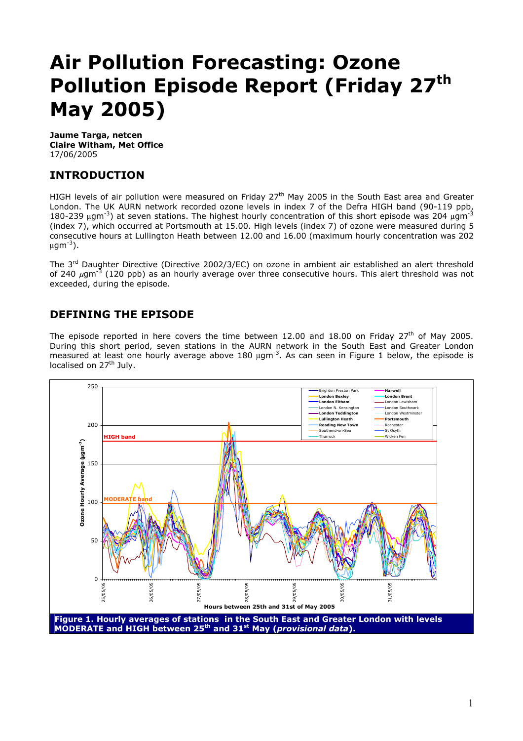# Air Pollution Forecasting: Ozone Pollution Episode Report (Friday 27th May 2005)

**Jaume Targa, netcen**
**Claire Witham, Met Office**
17/06/2005

## INTRODUCTION

HIGH levels of air pollution were measured on Friday 27th May 2005 in the South East area and Greater London. The UK AURN network recorded ozone levels in index 7 of the Defra HIGH band (90-119 ppb, 180-239 $\mu gm^{-3}$) at seven stations. The highest hourly concentration of this short episode was 204 $\mu gm^{-3}$ (index 7), which occurred at Portsmouth at 15.00. High levels (index 7) of ozone were measured during 5 consecutive hours at Lullington Heath between 12.00 and 16.00 (maximum hourly concentration was 202 $\mu gm^{-3}$).

The 3rd Daughter Directive (Directive 2002/3/EC) on ozone in ambient air established an alert threshold of 240 $\mu gm^{-3}$ (120 ppb) as an hourly average over three consecutive hours. This alert threshold was not exceeded, during the episode.

## DEFINING THE EPISODE

The episode reported in here covers the time between 12.00 and 18.00 on Friday 27th of May 2005. During this short period, seven stations in the AURN network in the South East and Greater London measured at least one hourly average above 180 $\mu gm^{-3}$. As can seen in Figure 1 below, the episode is localised on 27th July.

**Figure 1. Hourly averages of stations in the South East and Greater London with levels MODERATE and HIGH between 25th and 31st May (*provisional data*).**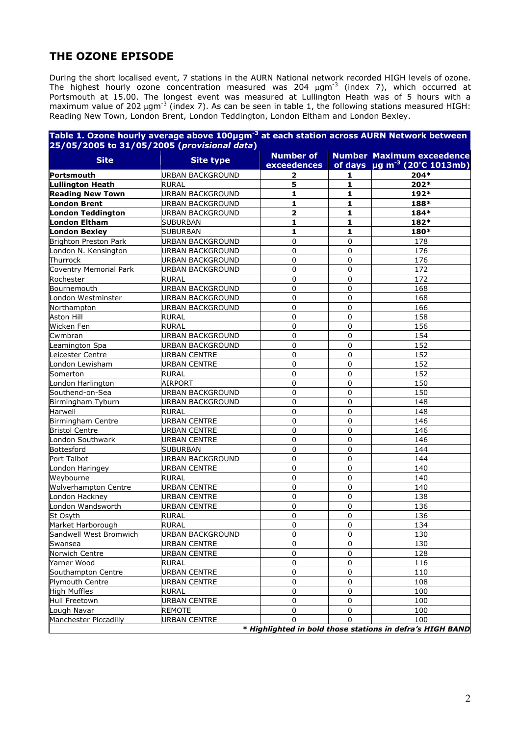## THE OZONE EPISODE

During the short localised event, 7 stations in the AURN National network recorded HIGH levels of ozone. The highest hourly ozone concentration measured was 204 $\mu gm^{-3}$ (index 7), which occurred at Portsmouth at 15.00. The longest event was measured at Lullington Heath was of 5 hours with a maximum value of 202 $\mu gm^{-3}$ (index 7). As can be seen in table 1, the following stations measured HIGH: Reading New Town, London Brent, London Teddington, London Eltham and London Bexley.

**Table 1. Ozone hourly average above 100$\mu gm^{-3}$ at each station across AURN Network between 25/05/2005 to 31/05/2005 (*provisional data*)**

| Site | Site type | Number of exceedences | Number of days | Maximum exceedence $\mu g\ m^{-3}$ (20'C 1013mb) |
|---|---|---|---|---|
| **Portsmouth** | URBAN BACKGROUND | **2** | **1** | **204*** |
| **Lullington Heath** | RURAL | **5** | **1** | **202*** |
| **Reading New Town** | URBAN BACKGROUND | **1** | **1** | **192*** |
| **London Brent** | URBAN BACKGROUND | **1** | **1** | **188*** |
| **London Teddington** | URBAN BACKGROUND | **2** | **1** | **184*** |
| **London Eltham** | SUBURBAN | **1** | **1** | **182*** |
| **London Bexley** | SUBURBAN | **1** | **1** | **180*** |
| Brighton Preston Park | URBAN BACKGROUND | 0 | 0 | 178 |
| London N. Kensington | URBAN BACKGROUND | 0 | 0 | 176 |
| Thurrock | URBAN BACKGROUND | 0 | 0 | 176 |
| Coventry Memorial Park | URBAN BACKGROUND | 0 | 0 | 172 |
| Rochester | RURAL | 0 | 0 | 172 |
| Bournemouth | URBAN BACKGROUND | 0 | 0 | 168 |
| London Westminster | URBAN BACKGROUND | 0 | 0 | 168 |
| Northampton | URBAN BACKGROUND | 0 | 0 | 166 |
| Aston Hill | RURAL | 0 | 0 | 158 |
| Wicken Fen | RURAL | 0 | 0 | 156 |
| Cwmbran | URBAN BACKGROUND | 0 | 0 | 154 |
| Leamington Spa | URBAN BACKGROUND | 0 | 0 | 152 |
| Leicester Centre | URBAN CENTRE | 0 | 0 | 152 |
| London Lewisham | URBAN CENTRE | 0 | 0 | 152 |
| Somerton | RURAL | 0 | 0 | 152 |
| London Harlington | AIRPORT | 0 | 0 | 150 |
| Southend-on-Sea | URBAN BACKGROUND | 0 | 0 | 150 |
| Birmingham Tyburn | URBAN BACKGROUND | 0 | 0 | 148 |
| Harwell | RURAL | 0 | 0 | 148 |
| Birmingham Centre | URBAN CENTRE | 0 | 0 | 146 |
| Bristol Centre | URBAN CENTRE | 0 | 0 | 146 |
| London Southwark | URBAN CENTRE | 0 | 0 | 146 |
| Bottesford | SUBURBAN | 0 | 0 | 144 |
| Port Talbot | URBAN BACKGROUND | 0 | 0 | 144 |
| London Haringey | URBAN CENTRE | 0 | 0 | 140 |
| Weybourne | RURAL | 0 | 0 | 140 |
| Wolverhampton Centre | URBAN CENTRE | 0 | 0 | 140 |
| London Hackney | URBAN CENTRE | 0 | 0 | 138 |
| London Wandsworth | URBAN CENTRE | 0 | 0 | 136 |
| St Osyth | RURAL | 0 | 0 | 136 |
| Market Harborough | RURAL | 0 | 0 | 134 |
| Sandwell West Bromwich | URBAN BACKGROUND | 0 | 0 | 130 |
| Swansea | URBAN CENTRE | 0 | 0 | 130 |
| Norwich Centre | URBAN CENTRE | 0 | 0 | 128 |
| Yarner Wood | RURAL | 0 | 0 | 116 |
| Southampton Centre | URBAN CENTRE | 0 | 0 | 110 |
| Plymouth Centre | URBAN CENTRE | 0 | 0 | 108 |
| High Muffles | RURAL | 0 | 0 | 100 |
| Hull Freetown | URBAN CENTRE | 0 | 0 | 100 |
| Lough Navar | REMOTE | 0 | 0 | 100 |
| Manchester Piccadilly | URBAN CENTRE | 0 | 0 | 100 |

***** Highlighted in bold those stations in defra's HIGH BAND***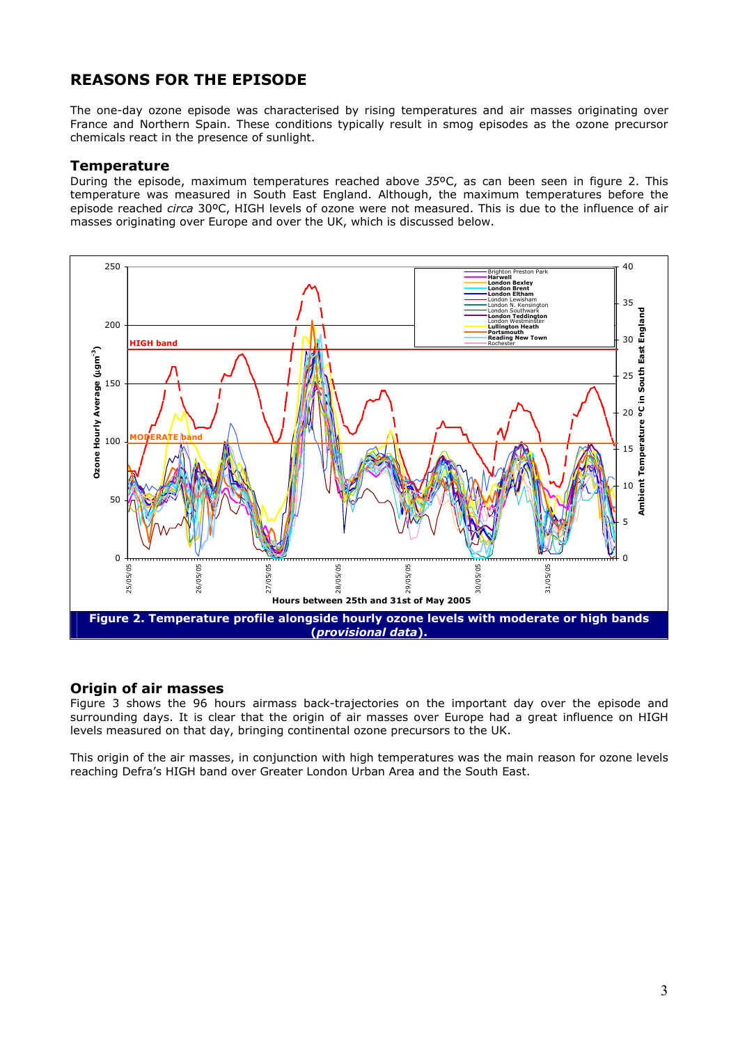## REASONS FOR THE EPISODE

The one-day ozone episode was characterised by rising temperatures and air masses originating over France and Northern Spain. These conditions typically result in smog episodes as the ozone precursor chemicals react in the presence of sunlight.

### Temperature

During the episode, maximum temperatures reached above *35*ºC, as can been seen in figure 2. This temperature was measured in South East England. Although, the maximum temperatures before the episode reached *circa* 30ºC, HIGH levels of ozone were not measured. This is due to the influence of air masses originating over Europe and over the UK, which is discussed below.

**Figure 2. Temperature profile alongside hourly ozone levels with moderate or high bands (*provisional data*).**

### Origin of air masses

Figure 3 shows the 96 hours airmass back-trajectories on the important day over the episode and surrounding days. It is clear that the origin of air masses over Europe had a great influence on HIGH levels measured on that day, bringing continental ozone precursors to the UK.

This origin of the air masses, in conjunction with high temperatures was the main reason for ozone levels reaching Defra's HIGH band over Greater London Urban Area and the South East.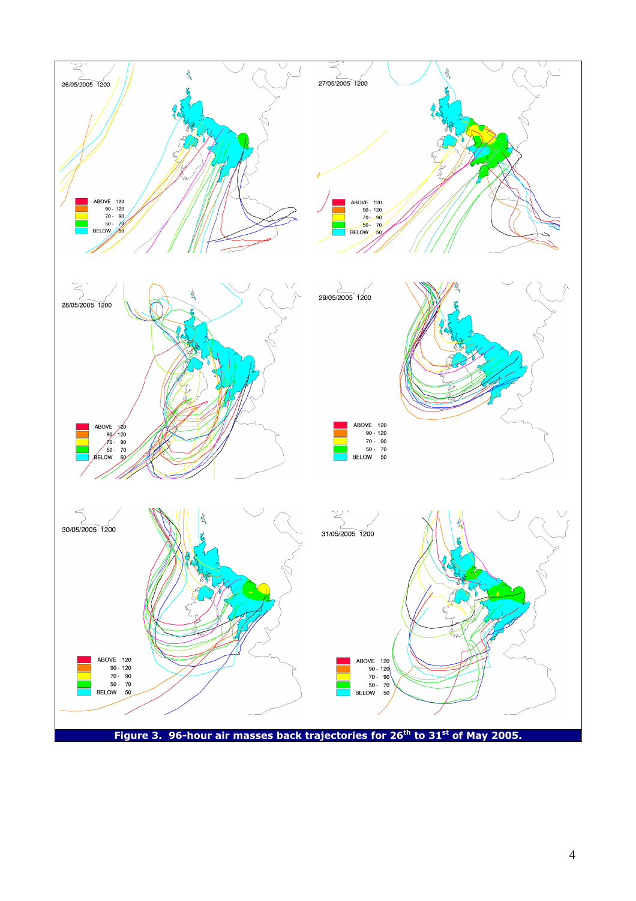**Figure 3. 96-hour air masses back trajectories for 26th to 31st of May 2005.**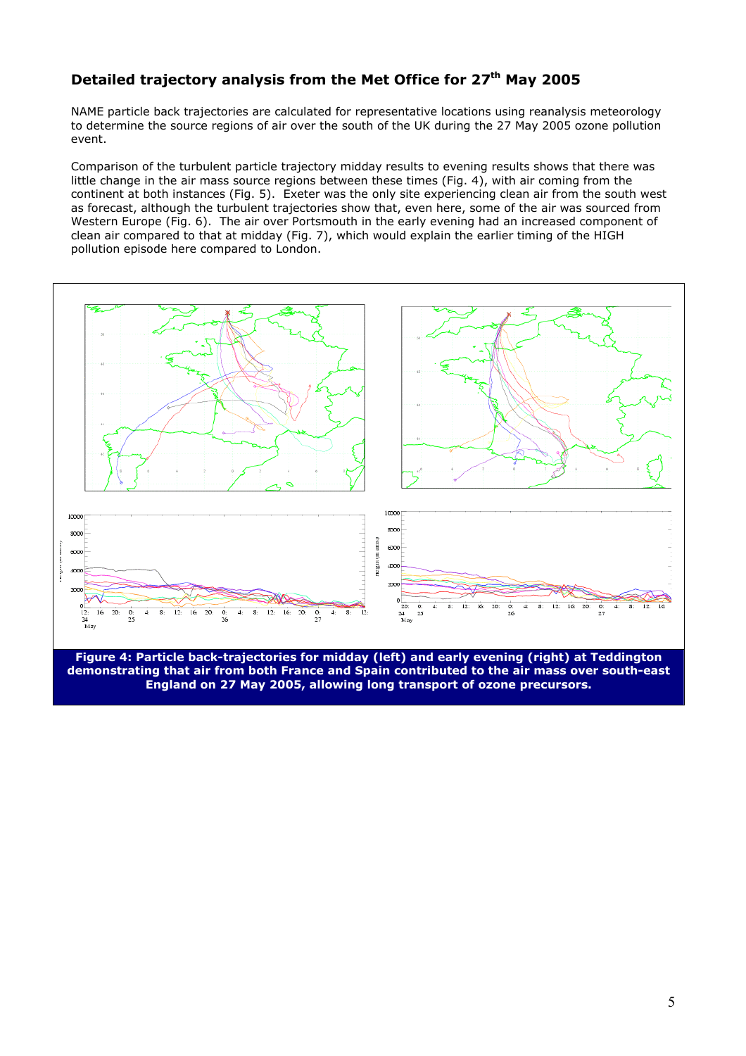## Detailed trajectory analysis from the Met Office for 27th May 2005

NAME particle back trajectories are calculated for representative locations using reanalysis meteorology to determine the source regions of air over the south of the UK during the 27 May 2005 ozone pollution event.

Comparison of the turbulent particle trajectory midday results to evening results shows that there was little change in the air mass source regions between these times (Fig. 4), with air coming from the continent at both instances (Fig. 5). Exeter was the only site experiencing clean air from the south west as forecast, although the turbulent trajectories show that, even here, some of the air was sourced from Western Europe (Fig. 6). The air over Portsmouth in the early evening had an increased component of clean air compared to that at midday (Fig. 7), which would explain the earlier timing of the HIGH pollution episode here compared to London.

**Figure 4: Particle back-trajectories for midday (left) and early evening (right) at Teddington demonstrating that air from both France and Spain contributed to the air mass over south-east England on 27 May 2005, allowing long transport of ozone precursors.**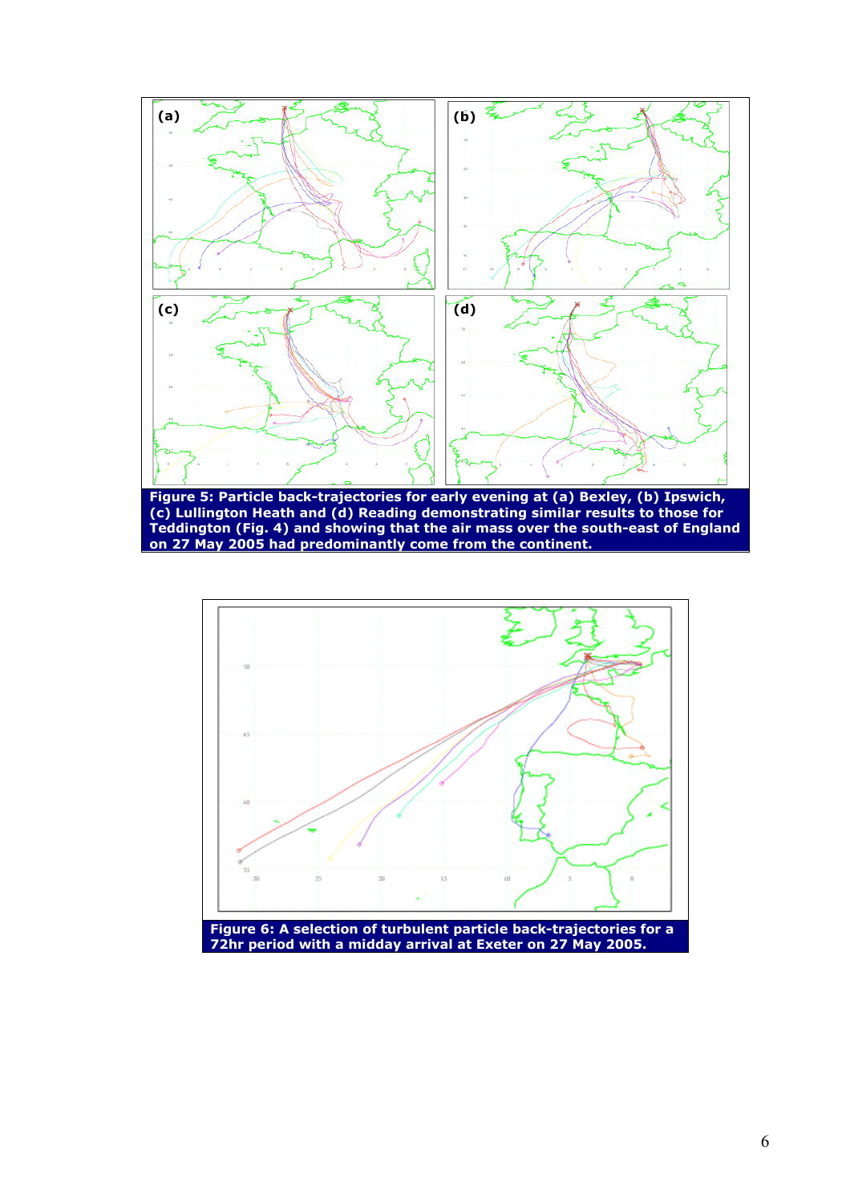**Figure 5: Particle back-trajectories for early evening at (a) Bexley, (b) Ipswich, (c) Lullington Heath and (d) Reading demonstrating similar results to those for Teddington (Fig. 4) and showing that the air mass over the south-east of England on 27 May 2005 had predominantly come from the continent.**

**Figure 6: A selection of turbulent particle back-trajectories for a 72hr period with a midday arrival at Exeter on 27 May 2005.**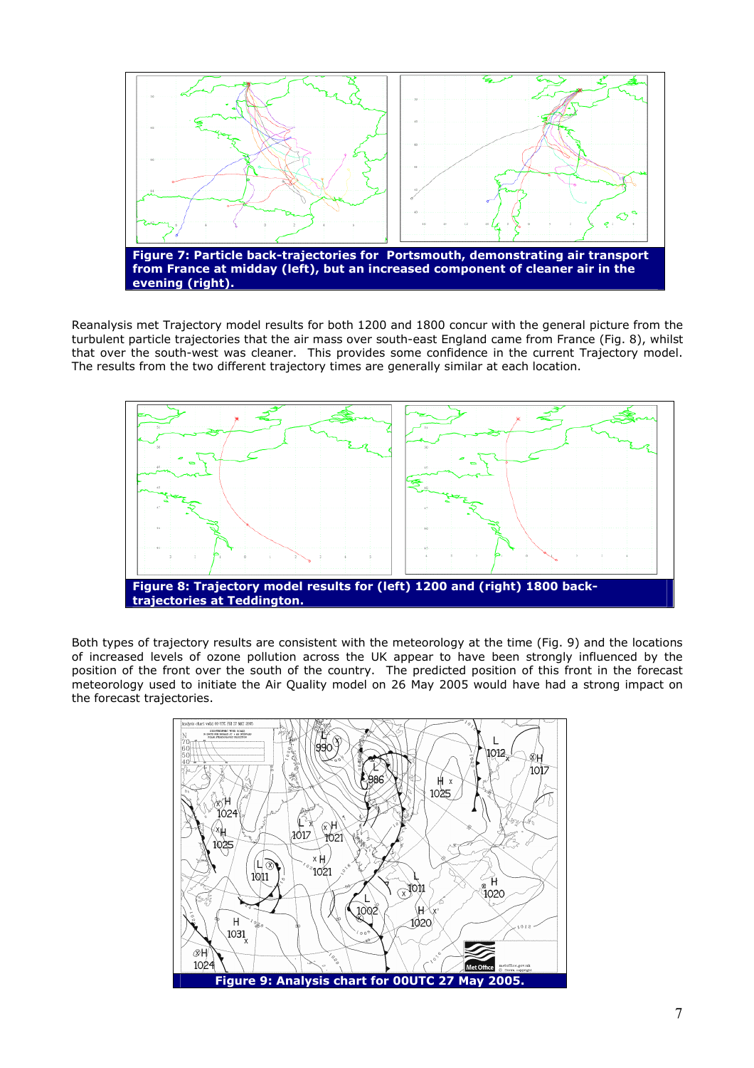**Figure 7: Particle back-trajectories for Portsmouth, demonstrating air transport from France at midday (left), but an increased component of cleaner air in the evening (right).**

Reanalysis met Trajectory model results for both 1200 and 1800 concur with the general picture from the turbulent particle trajectories that the air mass over south-east England came from France (Fig. 8), whilst that over the south-west was cleaner. This provides some confidence in the current Trajectory model. The results from the two different trajectory times are generally similar at each location.

**Figure 8: Trajectory model results for (left) 1200 and (right) 1800 back-trajectories at Teddington.**

Both types of trajectory results are consistent with the meteorology at the time (Fig. 9) and the locations of increased levels of ozone pollution across the UK appear to have been strongly influenced by the position of the front over the south of the country. The predicted position of this front in the forecast meteorology used to initiate the Air Quality model on 26 May 2005 would have had a strong impact on the forecast trajectories.

**Figure 9: Analysis chart for 00UTC 27 May 2005.**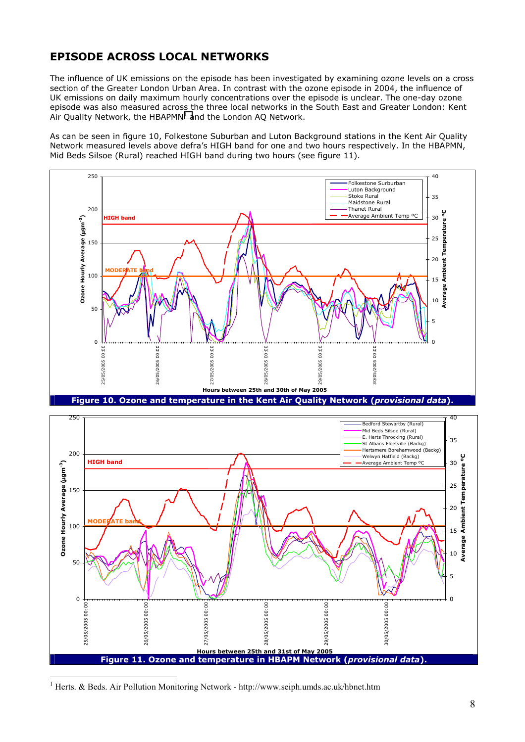## EPISODE ACROSS LOCAL NETWORKS

The influence of UK emissions on the episode has been investigated by examining ozone levels on a cross section of the Greater London Urban Area. In contrast with the ozone episode in 2004, the influence of UK emissions on daily maximum hourly concentrations over the episode is unclear. The one-day ozone episode was also measured across the three local networks in the South East and Greater London: Kent Air Quality Network, the HBAPMN[1] and the London AQ Network.

As can be seen in figure 10, Folkestone Suburban and Luton Background stations in the Kent Air Quality Network measured levels above defra's HIGH band for one and two hours respectively. In the HBAPMN, Mid Beds Silsoe (Rural) reached HIGH band during two hours (see figure 11).

**Figure 10. Ozone and temperature in the Kent Air Quality Network (*provisional data*).**

**Figure 11. Ozone and temperature in HBAPM Network (*provisional data*).**

[1] Herts. & Beds. Air Pollution Monitoring Network - http://www.seiph.umds.ac.uk/hbnet.htm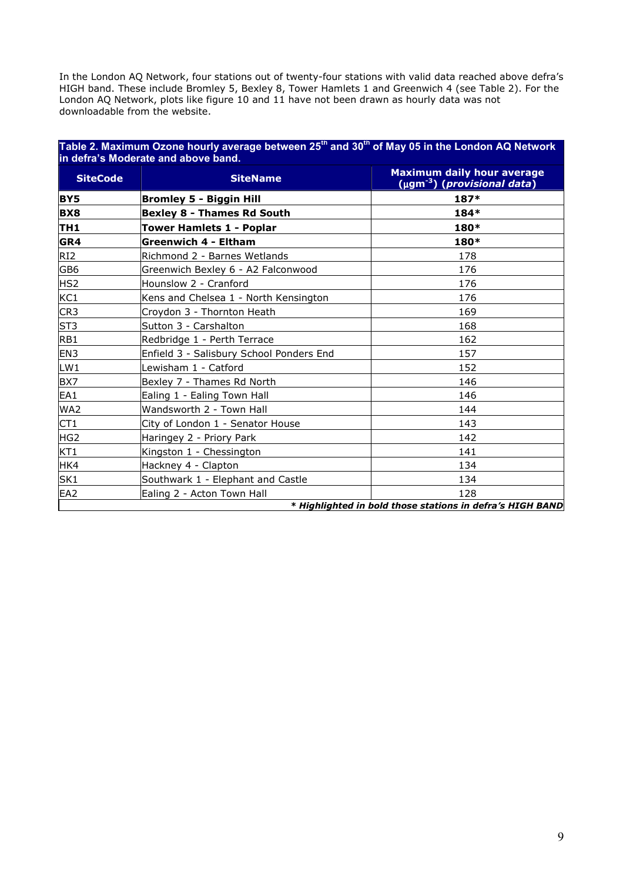In the London AQ Network, four stations out of twenty-four stations with valid data reached above defra's HIGH band. These include Bromley 5, Bexley 8, Tower Hamlets 1 and Greenwich 4 (see Table 2). For the London AQ Network, plots like figure 10 and 11 have not been drawn as hourly data was not downloadable from the website.

**Table 2. Maximum Ozone hourly average between 25th and 30th of May 05 in the London AQ Network in defra's Moderate and above band.**

| SiteCode | SiteName | Maximum daily hour average ($\mu gm^{-3}$) (*provisional data*) |
|---|---|---|
| **BY5** | **Bromley 5 - Biggin Hill** | **187*** |
| **BX8** | **Bexley 8 - Thames Rd South** | **184*** |
| **TH1** | **Tower Hamlets 1 - Poplar** | **180*** |
| **GR4** | **Greenwich 4 - Eltham** | **180*** |
| RI2 | Richmond 2 - Barnes Wetlands | 178 |
| GB6 | Greenwich Bexley 6 - A2 Falconwood | 176 |
| HS2 | Hounslow 2 - Cranford | 176 |
| KC1 | Kens and Chelsea 1 - North Kensington | 176 |
| CR3 | Croydon 3 - Thornton Heath | 169 |
| ST3 | Sutton 3 - Carshalton | 168 |
| RB1 | Redbridge 1 - Perth Terrace | 162 |
| EN3 | Enfield 3 - Salisbury School Ponders End | 157 |
| LW1 | Lewisham 1 - Catford | 152 |
| BX7 | Bexley 7 - Thames Rd North | 146 |
| EA1 | Ealing 1 - Ealing Town Hall | 146 |
| WA2 | Wandsworth 2 - Town Hall | 144 |
| CT1 | City of London 1 - Senator House | 143 |
| HG2 | Haringey 2 - Priory Park | 142 |
| KT1 | Kingston 1 - Chessington | 141 |
| HK4 | Hackney 4 - Clapton | 134 |
| SK1 | Southwark 1 - Elephant and Castle | 134 |
| EA2 | Ealing 2 - Acton Town Hall | 128 |

***\* Highlighted in bold those stations in defra's HIGH BAND***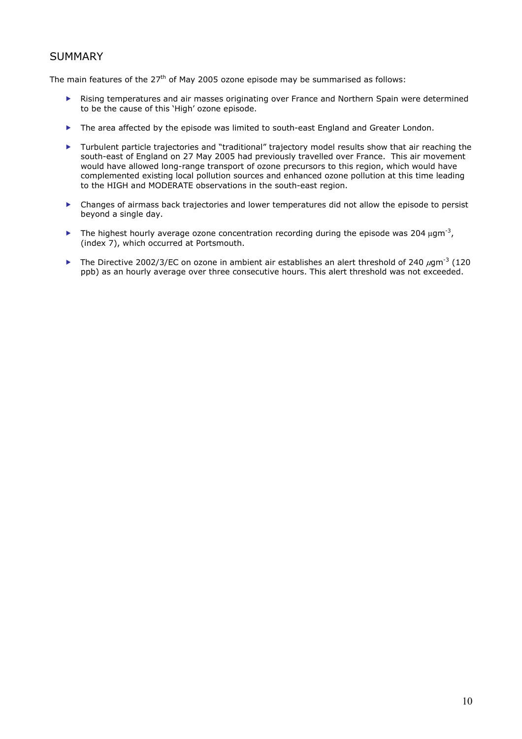## SUMMARY

The main features of the 27th of May 2005 ozone episode may be summarised as follows:

- Rising temperatures and air masses originating over France and Northern Spain were determined to be the cause of this 'High' ozone episode.
- The area affected by the episode was limited to south-east England and Greater London.
- Turbulent particle trajectories and "traditional" trajectory model results show that air reaching the south-east of England on 27 May 2005 had previously travelled over France. This air movement would have allowed long-range transport of ozone precursors to this region, which would have complemented existing local pollution sources and enhanced ozone pollution at this time leading to the HIGH and MODERATE observations in the south-east region.
- Changes of airmass back trajectories and lower temperatures did not allow the episode to persist beyond a single day.
- The highest hourly average ozone concentration recording during the episode was 204 $\mu gm^{-3}$, (index 7), which occurred at Portsmouth.
- The Directive 2002/3/EC on ozone in ambient air establishes an alert threshold of 240 $\mu gm^{-3}$ (120 ppb) as an hourly average over three consecutive hours. This alert threshold was not exceeded.